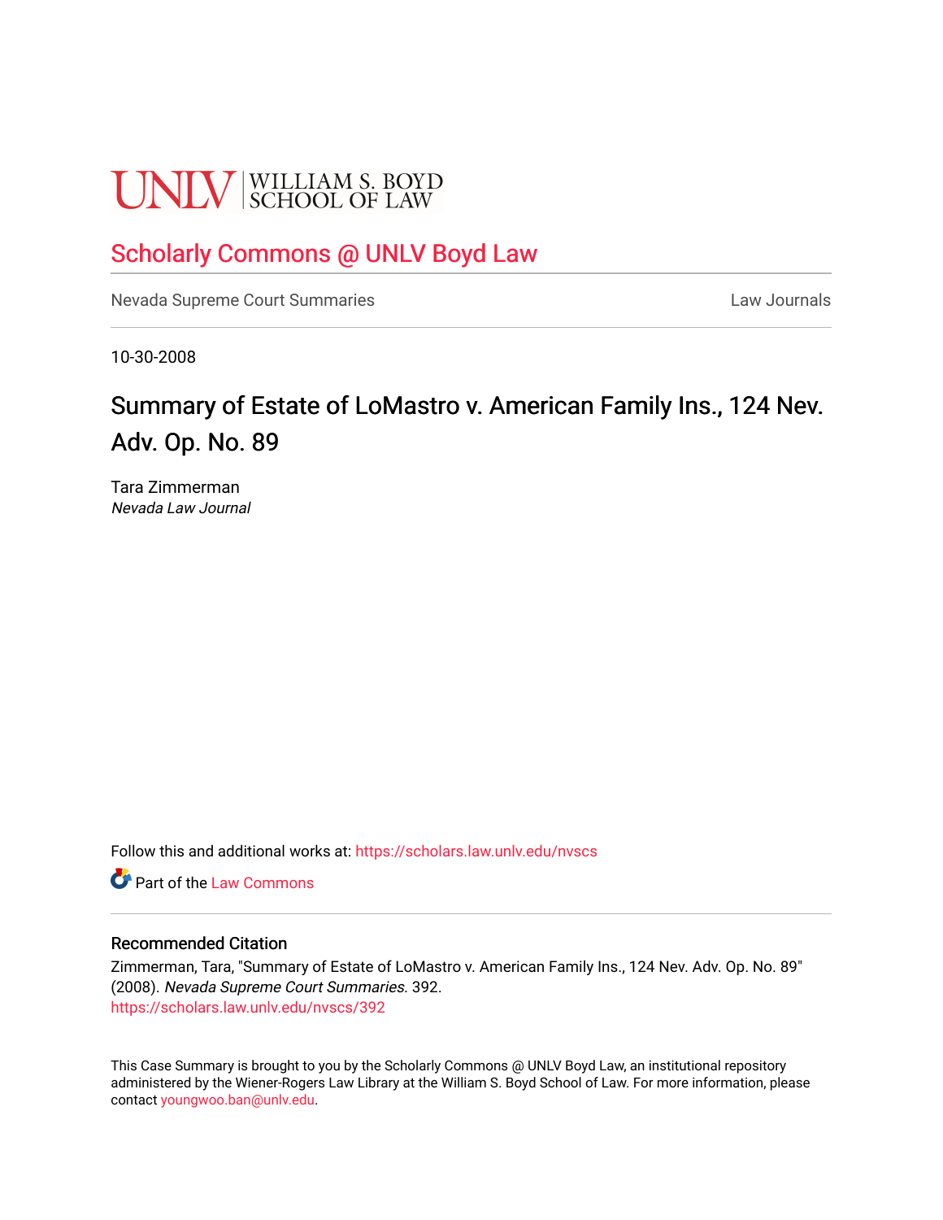UNLV | WILLIAM S. BOYD SCHOOL OF LAW

## Scholarly Commons @ UNLV Boyd Law

Nevada Supreme Court Summaries | Law Journals

10-30-2008

# Summary of Estate of LoMastro v. American Family Ins., 124 Nev. Adv. Op. No. 89

Tara Zimmerman
*Nevada Law Journal*

Follow this and additional works at: https://scholars.law.unlv.edu/nvscs

Part of the Law Commons

### Recommended Citation

Zimmerman, Tara, "Summary of Estate of LoMastro v. American Family Ins., 124 Nev. Adv. Op. No. 89" (2008). *Nevada Supreme Court Summaries*. 392.
https://scholars.law.unlv.edu/nvscs/392

This Case Summary is brought to you by the Scholarly Commons @ UNLV Boyd Law, an institutional repository administered by the Wiener-Rogers Law Library at the William S. Boyd School of Law. For more information, please contact youngwoo.ban@unlv.edu.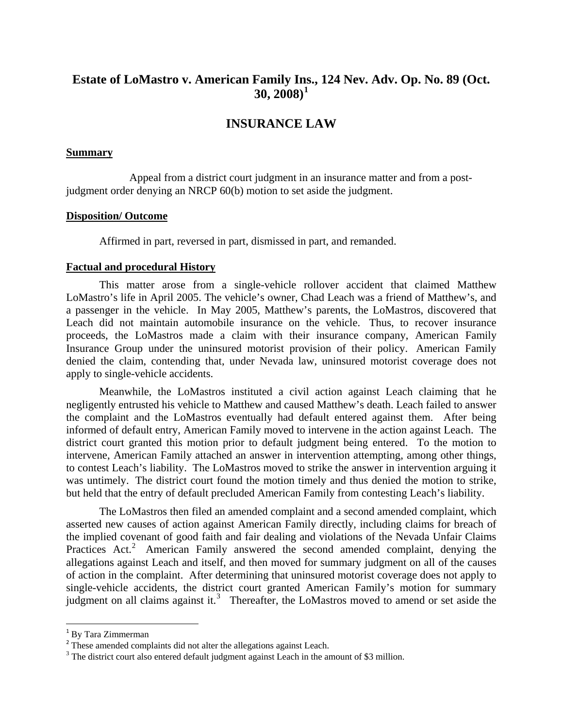# Estate of LoMastro v. American Family Ins., 124 Nev. Adv. Op. No. 89 (Oct. 30, 2008)[1]

## INSURANCE LAW

### Summary

Appeal from a district court judgment in an insurance matter and from a post-judgment order denying an NRCP 60(b) motion to set aside the judgment.

### Disposition/ Outcome

Affirmed in part, reversed in part, dismissed in part, and remanded.

### Factual and procedural History

This matter arose from a single-vehicle rollover accident that claimed Matthew LoMastro's life in April 2005. The vehicle's owner, Chad Leach was a friend of Matthew's, and a passenger in the vehicle. In May 2005, Matthew's parents, the LoMastros, discovered that Leach did not maintain automobile insurance on the vehicle. Thus, to recover insurance proceeds, the LoMastros made a claim with their insurance company, American Family Insurance Group under the uninsured motorist provision of their policy. American Family denied the claim, contending that, under Nevada law, uninsured motorist coverage does not apply to single-vehicle accidents.

Meanwhile, the LoMastros instituted a civil action against Leach claiming that he negligently entrusted his vehicle to Matthew and caused Matthew's death. Leach failed to answer the complaint and the LoMastros eventually had default entered against them. After being informed of default entry, American Family moved to intervene in the action against Leach. The district court granted this motion prior to default judgment being entered. To the motion to intervene, American Family attached an answer in intervention attempting, among other things, to contest Leach's liability. The LoMastros moved to strike the answer in intervention arguing it was untimely. The district court found the motion timely and thus denied the motion to strike, but held that the entry of default precluded American Family from contesting Leach's liability.

The LoMastros then filed an amended complaint and a second amended complaint, which asserted new causes of action against American Family directly, including claims for breach of the implied covenant of good faith and fair dealing and violations of the Nevada Unfair Claims Practices Act.[2] American Family answered the second amended complaint, denying the allegations against Leach and itself, and then moved for summary judgment on all of the causes of action in the complaint. After determining that uninsured motorist coverage does not apply to single-vehicle accidents, the district court granted American Family's motion for summary judgment on all claims against it.[3] Thereafter, the LoMastros moved to amend or set aside the

---

[1] By Tara Zimmerman

[2] These amended complaints did not alter the allegations against Leach.

[3] The district court also entered default judgment against Leach in the amount of $3 million.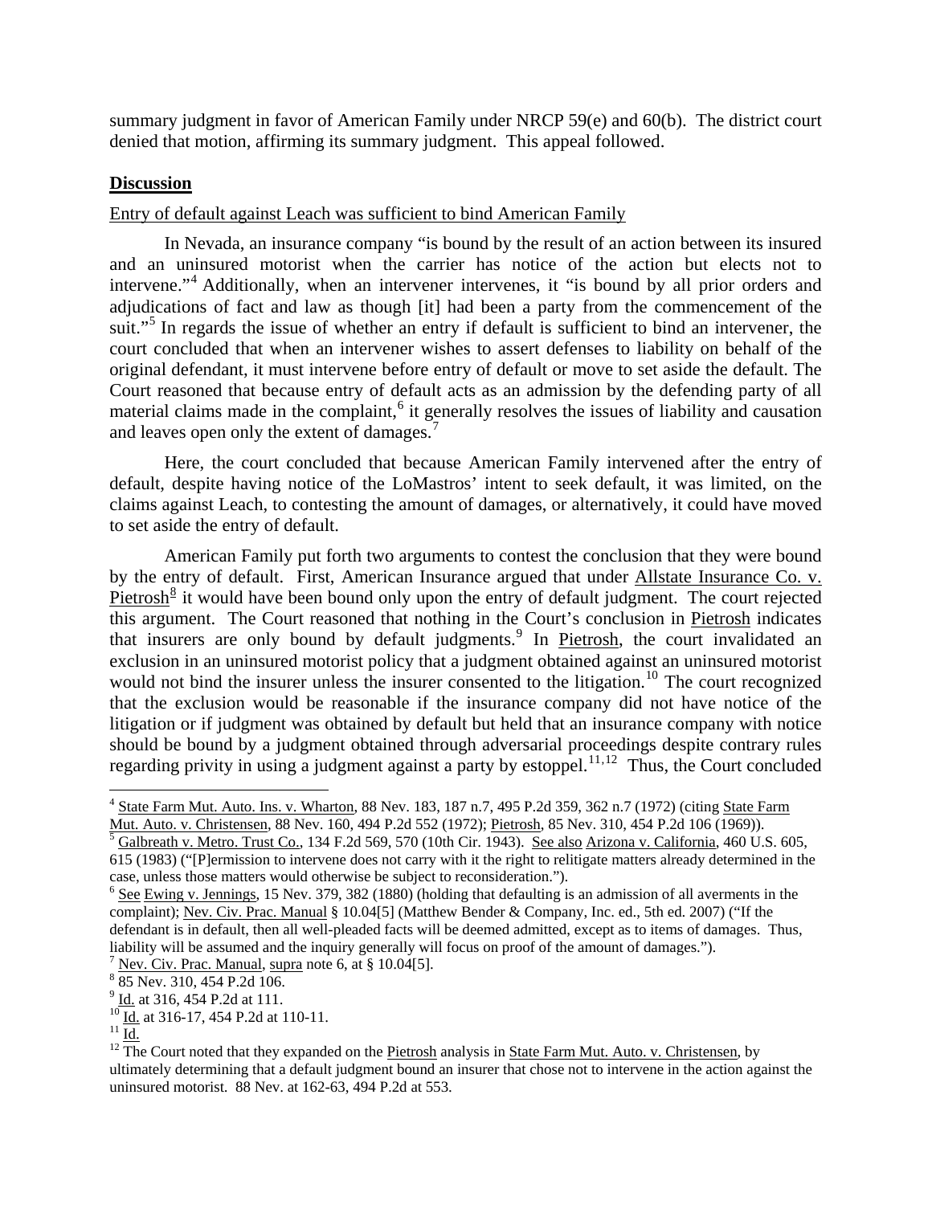summary judgment in favor of American Family under NRCP 59(e) and 60(b). The district court denied that motion, affirming its summary judgment. This appeal followed.

## Discussion

Entry of default against Leach was sufficient to bind American Family

In Nevada, an insurance company "is bound by the result of an action between its insured and an uninsured motorist when the carrier has notice of the action but elects not to intervene."[4] Additionally, when an intervener intervenes, it "is bound by all prior orders and adjudications of fact and law as though [it] had been a party from the commencement of the suit."[5] In regards the issue of whether an entry if default is sufficient to bind an intervener, the court concluded that when an intervener wishes to assert defenses to liability on behalf of the original defendant, it must intervene before entry of default or move to set aside the default. The Court reasoned that because entry of default acts as an admission by the defending party of all material claims made in the complaint,[6] it generally resolves the issues of liability and causation and leaves open only the extent of damages.[7]

Here, the court concluded that because American Family intervened after the entry of default, despite having notice of the LoMastros' intent to seek default, it was limited, on the claims against Leach, to contesting the amount of damages, or alternatively, it could have moved to set aside the entry of default.

American Family put forth two arguments to contest the conclusion that they were bound by the entry of default. First, American Insurance argued that under Allstate Insurance Co. v. Pietrosh[8] it would have been bound only upon the entry of default judgment. The court rejected this argument. The Court reasoned that nothing in the Court's conclusion in Pietrosh indicates that insurers are only bound by default judgments.[9] In Pietrosh, the court invalidated an exclusion in an uninsured motorist policy that a judgment obtained against an uninsured motorist would not bind the insurer unless the insurer consented to the litigation.[10] The court recognized that the exclusion would be reasonable if the insurance company did not have notice of the litigation or if judgment was obtained by default but held that an insurance company with notice should be bound by a judgment obtained through adversarial proceedings despite contrary rules regarding privity in using a judgment against a party by estoppel.[11,12] Thus, the Court concluded

---

[4] State Farm Mut. Auto. Ins. v. Wharton, 88 Nev. 183, 187 n.7, 495 P.2d 359, 362 n.7 (1972) (citing State Farm Mut. Auto. v. Christensen, 88 Nev. 160, 494 P.2d 552 (1972); Pietrosh, 85 Nev. 310, 454 P.2d 106 (1969)).

[5] Galbreath v. Metro. Trust Co., 134 F.2d 569, 570 (10th Cir. 1943). See also Arizona v. California, 460 U.S. 605, 615 (1983) ("[P]ermission to intervene does not carry with it the right to relitigate matters already determined in the case, unless those matters would otherwise be subject to reconsideration.").

[6] See Ewing v. Jennings, 15 Nev. 379, 382 (1880) (holding that defaulting is an admission of all averments in the complaint); Nev. Civ. Prac. Manual § 10.04[5] (Matthew Bender & Company, Inc. ed., 5th ed. 2007) ("If the defendant is in default, then all well-pleaded facts will be deemed admitted, except as to items of damages. Thus, liability will be assumed and the inquiry generally will focus on proof of the amount of damages.").

[7] Nev. Civ. Prac. Manual, supra note 6, at § 10.04[5].

[8] 85 Nev. 310, 454 P.2d 106.

[9] Id. at 316, 454 P.2d at 111.

[10] Id. at 316-17, 454 P.2d at 110-11.

[11] Id.

[12] The Court noted that they expanded on the Pietrosh analysis in State Farm Mut. Auto. v. Christensen, by ultimately determining that a default judgment bound an insurer that chose not to intervene in the action against the uninsured motorist. 88 Nev. at 162-63, 494 P.2d at 553.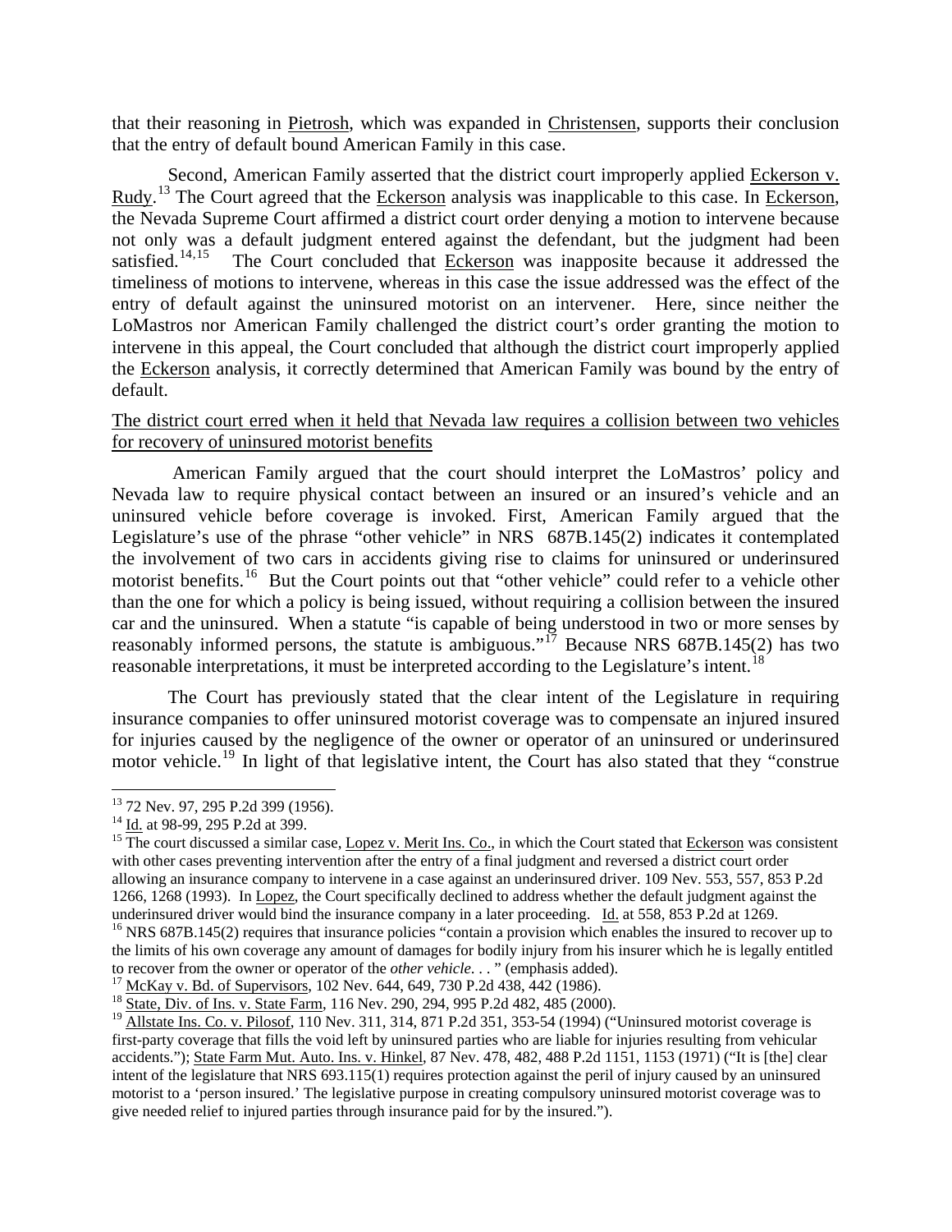that their reasoning in Pietrosh, which was expanded in Christensen, supports their conclusion that the entry of default bound American Family in this case.

Second, American Family asserted that the district court improperly applied Eckerson v. Rudy.[13] The Court agreed that the Eckerson analysis was inapplicable to this case. In Eckerson, the Nevada Supreme Court affirmed a district court order denying a motion to intervene because not only was a default judgment entered against the defendant, but the judgment had been satisfied.[14,15] The Court concluded that Eckerson was inapposite because it addressed the timeliness of motions to intervene, whereas in this case the issue addressed was the effect of the entry of default against the uninsured motorist on an intervener. Here, since neither the LoMastros nor American Family challenged the district court's order granting the motion to intervene in this appeal, the Court concluded that although the district court improperly applied the Eckerson analysis, it correctly determined that American Family was bound by the entry of default.

The district court erred when it held that Nevada law requires a collision between two vehicles for recovery of uninsured motorist benefits

American Family argued that the court should interpret the LoMastros' policy and Nevada law to require physical contact between an insured or an insured's vehicle and an uninsured vehicle before coverage is invoked. First, American Family argued that the Legislature's use of the phrase "other vehicle" in NRS 687B.145(2) indicates it contemplated the involvement of two cars in accidents giving rise to claims for uninsured or underinsured motorist benefits.[16] But the Court points out that "other vehicle" could refer to a vehicle other than the one for which a policy is being issued, without requiring a collision between the insured car and the uninsured. When a statute "is capable of being understood in two or more senses by reasonably informed persons, the statute is ambiguous."[17] Because NRS 687B.145(2) has two reasonable interpretations, it must be interpreted according to the Legislature's intent.[18]

The Court has previously stated that the clear intent of the Legislature in requiring insurance companies to offer uninsured motorist coverage was to compensate an injured insured for injuries caused by the negligence of the owner or operator of an uninsured or underinsured motor vehicle.[19] In light of that legislative intent, the Court has also stated that they "construe

---

[13] 72 Nev. 97, 295 P.2d 399 (1956).

[14] Id. at 98-99, 295 P.2d at 399.

[15] The court discussed a similar case, Lopez v. Merit Ins. Co., in which the Court stated that Eckerson was consistent with other cases preventing intervention after the entry of a final judgment and reversed a district court order allowing an insurance company to intervene in a case against an underinsured driver. 109 Nev. 553, 557, 853 P.2d 1266, 1268 (1993). In Lopez, the Court specifically declined to address whether the default judgment against the underinsured driver would bind the insurance company in a later proceeding. Id. at 558, 853 P.2d at 1269.

[16] NRS 687B.145(2) requires that insurance policies "contain a provision which enables the insured to recover up to the limits of his own coverage any amount of damages for bodily injury from his insurer which he is legally entitled to recover from the owner or operator of the *other vehicle*. . . " (emphasis added).

[17] McKay v. Bd. of Supervisors, 102 Nev. 644, 649, 730 P.2d 438, 442 (1986).

[18] State, Div. of Ins. v. State Farm, 116 Nev. 290, 294, 995 P.2d 482, 485 (2000).

[19] Allstate Ins. Co. v. Pilosof, 110 Nev. 311, 314, 871 P.2d 351, 353-54 (1994) ("Uninsured motorist coverage is first-party coverage that fills the void left by uninsured parties who are liable for injuries resulting from vehicular accidents."); State Farm Mut. Auto. Ins. v. Hinkel, 87 Nev. 478, 482, 488 P.2d 1151, 1153 (1971) ("It is [the] clear intent of the legislature that NRS 693.115(1) requires protection against the peril of injury caused by an uninsured motorist to a 'person insured.' The legislative purpose in creating compulsory uninsured motorist coverage was to give needed relief to injured parties through insurance paid for by the insured.").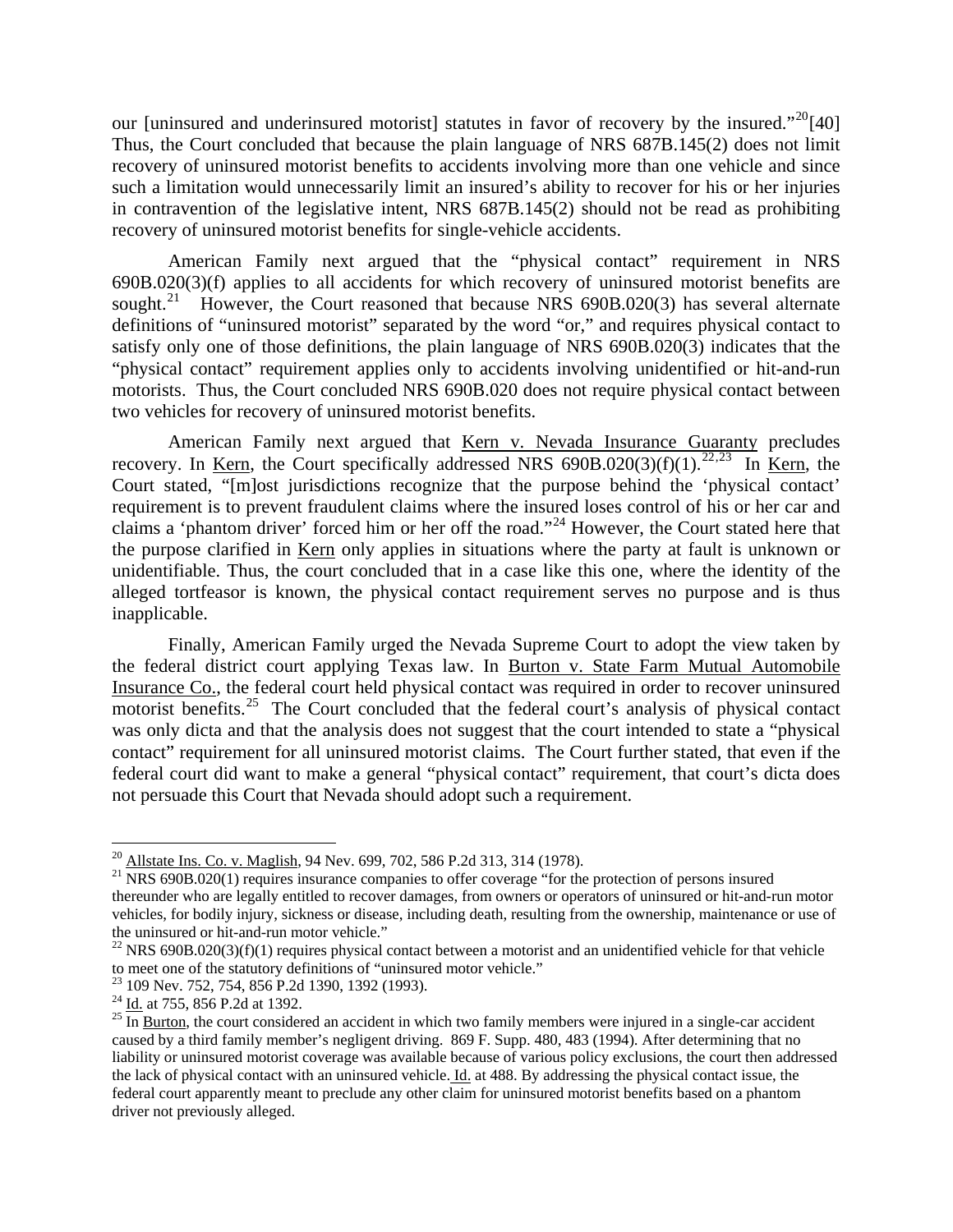our [uninsured and underinsured motorist] statutes in favor of recovery by the insured."[20][40] Thus, the Court concluded that because the plain language of NRS 687B.145(2) does not limit recovery of uninsured motorist benefits to accidents involving more than one vehicle and since such a limitation would unnecessarily limit an insured's ability to recover for his or her injuries in contravention of the legislative intent, NRS 687B.145(2) should not be read as prohibiting recovery of uninsured motorist benefits for single-vehicle accidents.

American Family next argued that the "physical contact" requirement in NRS 690B.020(3)(f) applies to all accidents for which recovery of uninsured motorist benefits are sought.[21] However, the Court reasoned that because NRS 690B.020(3) has several alternate definitions of "uninsured motorist" separated by the word "or," and requires physical contact to satisfy only one of those definitions, the plain language of NRS 690B.020(3) indicates that the "physical contact" requirement applies only to accidents involving unidentified or hit-and-run motorists. Thus, the Court concluded NRS 690B.020 does not require physical contact between two vehicles for recovery of uninsured motorist benefits.

American Family next argued that Kern v. Nevada Insurance Guaranty precludes recovery. In Kern, the Court specifically addressed NRS 690B.020(3)(f)(1).[22,23] In Kern, the Court stated, "[m]ost jurisdictions recognize that the purpose behind the 'physical contact' requirement is to prevent fraudulent claims where the insured loses control of his or her car and claims a 'phantom driver' forced him or her off the road."[24] However, the Court stated here that the purpose clarified in Kern only applies in situations where the party at fault is unknown or unidentifiable. Thus, the court concluded that in a case like this one, where the identity of the alleged tortfeasor is known, the physical contact requirement serves no purpose and is thus inapplicable.

Finally, American Family urged the Nevada Supreme Court to adopt the view taken by the federal district court applying Texas law. In Burton v. State Farm Mutual Automobile Insurance Co., the federal court held physical contact was required in order to recover uninsured motorist benefits.[25] The Court concluded that the federal court's analysis of physical contact was only dicta and that the analysis does not suggest that the court intended to state a "physical contact" requirement for all uninsured motorist claims. The Court further stated, that even if the federal court did want to make a general "physical contact" requirement, that court's dicta does not persuade this Court that Nevada should adopt such a requirement.

---

[20] Allstate Ins. Co. v. Maglish, 94 Nev. 699, 702, 586 P.2d 313, 314 (1978).

[21] NRS 690B.020(1) requires insurance companies to offer coverage "for the protection of persons insured thereunder who are legally entitled to recover damages, from owners or operators of uninsured or hit-and-run motor vehicles, for bodily injury, sickness or disease, including death, resulting from the ownership, maintenance or use of the uninsured or hit-and-run motor vehicle."

[22] NRS 690B.020(3)(f)(1) requires physical contact between a motorist and an unidentified vehicle for that vehicle to meet one of the statutory definitions of "uninsured motor vehicle."

[23] 109 Nev. 752, 754, 856 P.2d 1390, 1392 (1993).

[24] Id. at 755, 856 P.2d at 1392.

[25] In Burton, the court considered an accident in which two family members were injured in a single-car accident caused by a third family member's negligent driving. 869 F. Supp. 480, 483 (1994). After determining that no liability or uninsured motorist coverage was available because of various policy exclusions, the court then addressed the lack of physical contact with an uninsured vehicle. Id. at 488. By addressing the physical contact issue, the federal court apparently meant to preclude any other claim for uninsured motorist benefits based on a phantom driver not previously alleged.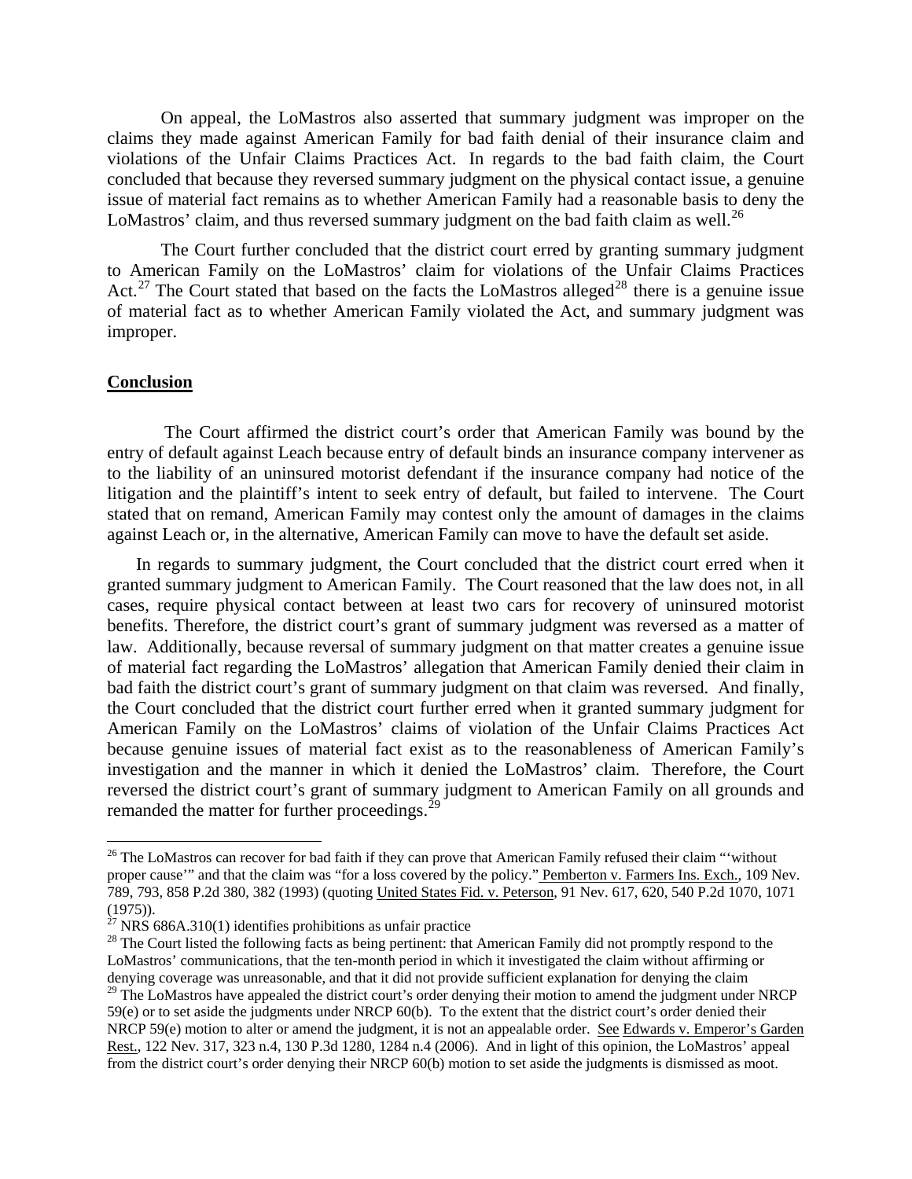On appeal, the LoMastros also asserted that summary judgment was improper on the claims they made against American Family for bad faith denial of their insurance claim and violations of the Unfair Claims Practices Act. In regards to the bad faith claim, the Court concluded that because they reversed summary judgment on the physical contact issue, a genuine issue of material fact remains as to whether American Family had a reasonable basis to deny the LoMastros' claim, and thus reversed summary judgment on the bad faith claim as well.[26]

The Court further concluded that the district court erred by granting summary judgment to American Family on the LoMastros' claim for violations of the Unfair Claims Practices Act.[27] The Court stated that based on the facts the LoMastros alleged[28] there is a genuine issue of material fact as to whether American Family violated the Act, and summary judgment was improper.

**Conclusion**

The Court affirmed the district court's order that American Family was bound by the entry of default against Leach because entry of default binds an insurance company intervener as to the liability of an uninsured motorist defendant if the insurance company had notice of the litigation and the plaintiff's intent to seek entry of default, but failed to intervene. The Court stated that on remand, American Family may contest only the amount of damages in the claims against Leach or, in the alternative, American Family can move to have the default set aside.

In regards to summary judgment, the Court concluded that the district court erred when it granted summary judgment to American Family. The Court reasoned that the law does not, in all cases, require physical contact between at least two cars for recovery of uninsured motorist benefits. Therefore, the district court's grant of summary judgment was reversed as a matter of law. Additionally, because reversal of summary judgment on that matter creates a genuine issue of material fact regarding the LoMastros' allegation that American Family denied their claim in bad faith the district court's grant of summary judgment on that claim was reversed. And finally, the Court concluded that the district court further erred when it granted summary judgment for American Family on the LoMastros' claims of violation of the Unfair Claims Practices Act because genuine issues of material fact exist as to the reasonableness of American Family's investigation and the manner in which it denied the LoMastros' claim. Therefore, the Court reversed the district court's grant of summary judgment to American Family on all grounds and remanded the matter for further proceedings.[29]

---

[26] The LoMastros can recover for bad faith if they can prove that American Family refused their claim "'without proper cause'" and that the claim was "for a loss covered by the policy." Pemberton v. Farmers Ins. Exch., 109 Nev. 789, 793, 858 P.2d 380, 382 (1993) (quoting United States Fid. v. Peterson, 91 Nev. 617, 620, 540 P.2d 1070, 1071 (1975)).

[27] NRS 686A.310(1) identifies prohibitions as unfair practice

[28] The Court listed the following facts as being pertinent: that American Family did not promptly respond to the LoMastros' communications, that the ten-month period in which it investigated the claim without affirming or denying coverage was unreasonable, and that it did not provide sufficient explanation for denying the claim

[29] The LoMastros have appealed the district court's order denying their motion to amend the judgment under NRCP 59(e) or to set aside the judgments under NRCP 60(b). To the extent that the district court's order denied their NRCP 59(e) motion to alter or amend the judgment, it is not an appealable order. See Edwards v. Emperor's Garden Rest., 122 Nev. 317, 323 n.4, 130 P.3d 1280, 1284 n.4 (2006). And in light of this opinion, the LoMastros' appeal from the district court's order denying their NRCP 60(b) motion to set aside the judgments is dismissed as moot.